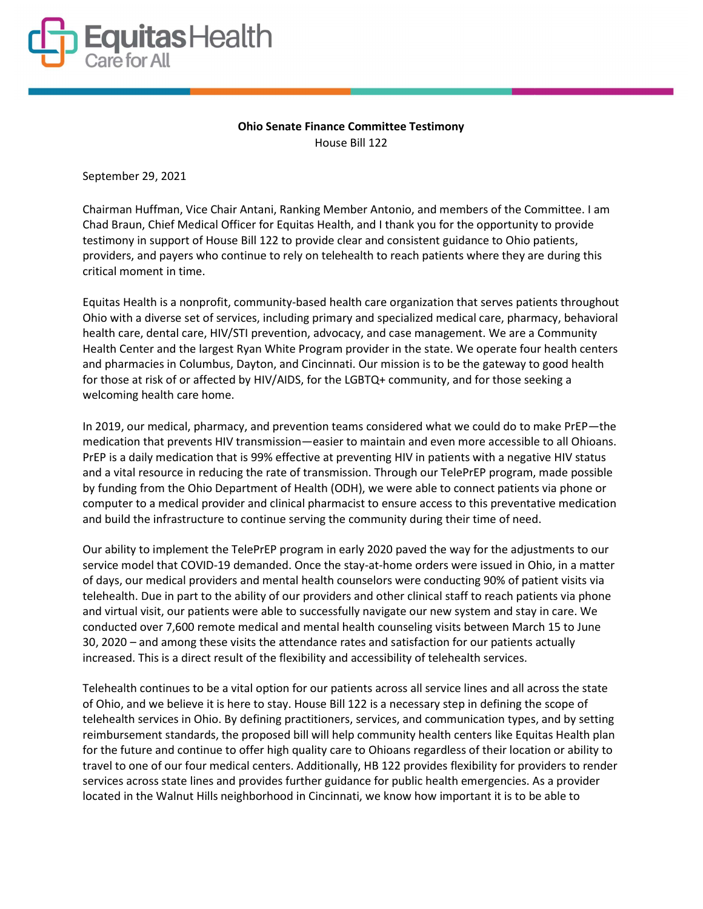Equitas Health
Care for All

**Ohio Senate Finance Committee Testimony**
House Bill 122

September 29, 2021

Chairman Huffman, Vice Chair Antani, Ranking Member Antonio, and members of the Committee. I am Chad Braun, Chief Medical Officer for Equitas Health, and I thank you for the opportunity to provide testimony in support of House Bill 122 to provide clear and consistent guidance to Ohio patients, providers, and payers who continue to rely on telehealth to reach patients where they are during this critical moment in time.

Equitas Health is a nonprofit, community-based health care organization that serves patients throughout Ohio with a diverse set of services, including primary and specialized medical care, pharmacy, behavioral health care, dental care, HIV/STI prevention, advocacy, and case management. We are a Community Health Center and the largest Ryan White Program provider in the state. We operate four health centers and pharmacies in Columbus, Dayton, and Cincinnati. Our mission is to be the gateway to good health for those at risk of or affected by HIV/AIDS, for the LGBTQ+ community, and for those seeking a welcoming health care home.

In 2019, our medical, pharmacy, and prevention teams considered what we could do to make PrEP—the medication that prevents HIV transmission—easier to maintain and even more accessible to all Ohioans. PrEP is a daily medication that is 99% effective at preventing HIV in patients with a negative HIV status and a vital resource in reducing the rate of transmission. Through our TelePrEP program, made possible by funding from the Ohio Department of Health (ODH), we were able to connect patients via phone or computer to a medical provider and clinical pharmacist to ensure access to this preventative medication and build the infrastructure to continue serving the community during their time of need.

Our ability to implement the TelePrEP program in early 2020 paved the way for the adjustments to our service model that COVID-19 demanded. Once the stay-at-home orders were issued in Ohio, in a matter of days, our medical providers and mental health counselors were conducting 90% of patient visits via telehealth. Due in part to the ability of our providers and other clinical staff to reach patients via phone and virtual visit, our patients were able to successfully navigate our new system and stay in care. We conducted over 7,600 remote medical and mental health counseling visits between March 15 to June 30, 2020 – and among these visits the attendance rates and satisfaction for our patients actually increased. This is a direct result of the flexibility and accessibility of telehealth services.

Telehealth continues to be a vital option for our patients across all service lines and all across the state of Ohio, and we believe it is here to stay. House Bill 122 is a necessary step in defining the scope of telehealth services in Ohio. By defining practitioners, services, and communication types, and by setting reimbursement standards, the proposed bill will help community health centers like Equitas Health plan for the future and continue to offer high quality care to Ohioans regardless of their location or ability to travel to one of our four medical centers. Additionally, HB 122 provides flexibility for providers to render services across state lines and provides further guidance for public health emergencies. As a provider located in the Walnut Hills neighborhood in Cincinnati, we know how important it is to be able to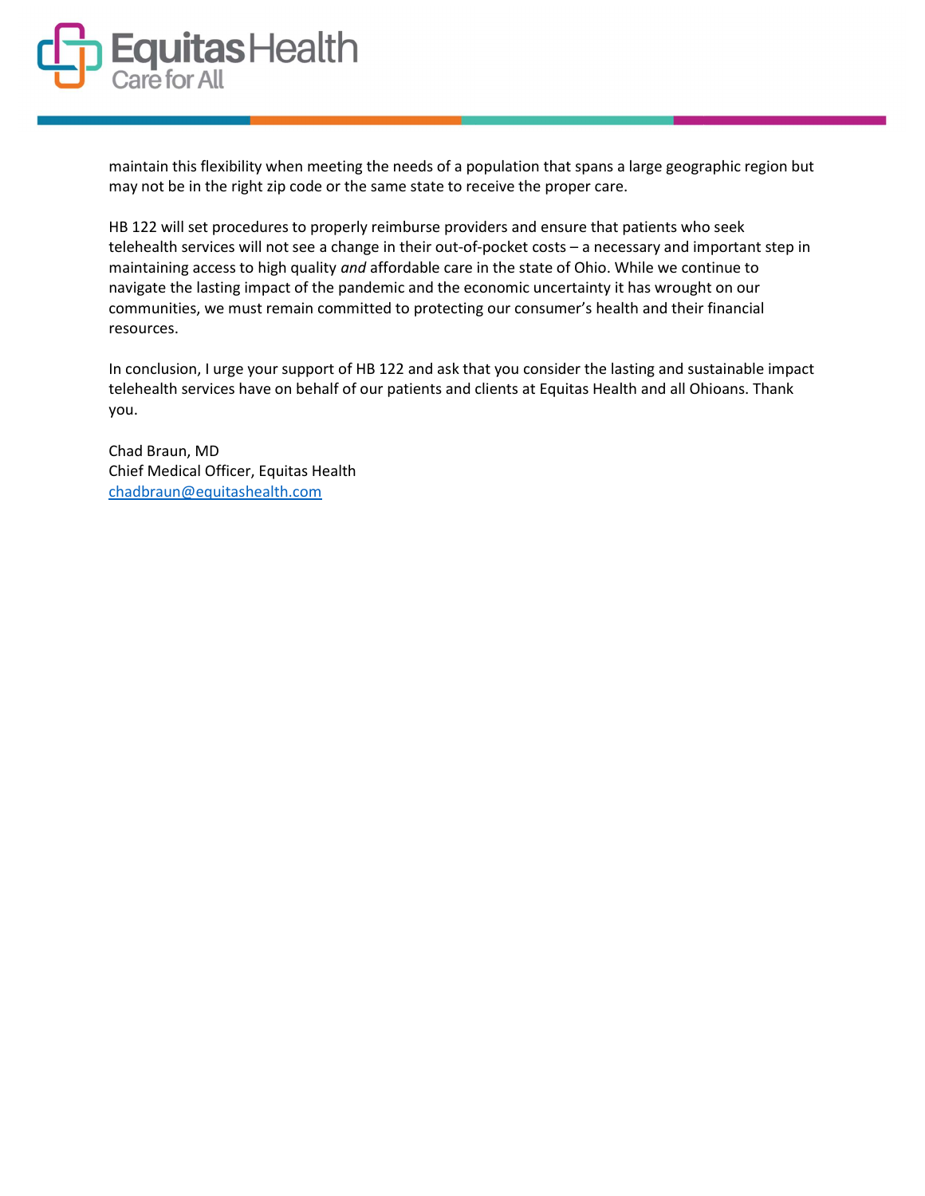maintain this flexibility when meeting the needs of a population that spans a large geographic region but may not be in the right zip code or the same state to receive the proper care.

HB 122 will set procedures to properly reimburse providers and ensure that patients who seek telehealth services will not see a change in their out-of-pocket costs – a necessary and important step in maintaining access to high quality *and* affordable care in the state of Ohio. While we continue to navigate the lasting impact of the pandemic and the economic uncertainty it has wrought on our communities, we must remain committed to protecting our consumer's health and their financial resources.

In conclusion, I urge your support of HB 122 and ask that you consider the lasting and sustainable impact telehealth services have on behalf of our patients and clients at Equitas Health and all Ohioans. Thank you.

Chad Braun, MD
Chief Medical Officer, Equitas Health
chadbraun@equitashealth.com